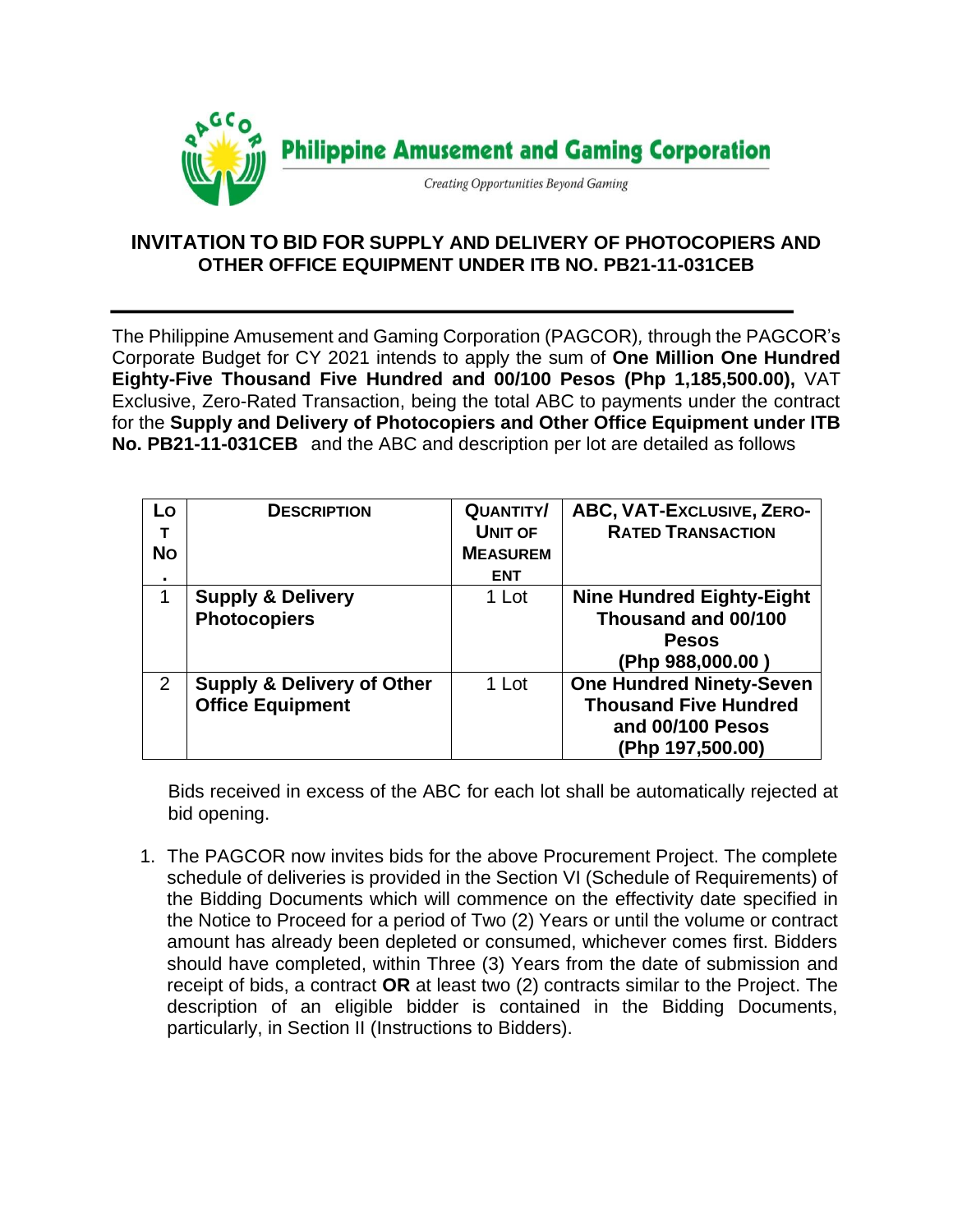**Philippine Amusement and Gaming Corporation**

*Creating Opportunities Beyond Gaming*

## INVITATION TO BID FOR SUPPLY AND DELIVERY OF PHOTOCOPIERS AND OTHER OFFICE EQUIPMENT UNDER ITB NO. PB21-11-031CEB

The Philippine Amusement and Gaming Corporation (PAGCOR), through the PAGCOR's Corporate Budget for CY 2021 intends to apply the sum of **One Million One Hundred Eighty-Five Thousand Five Hundred and 00/100 Pesos (Php 1,185,500.00),** VAT Exclusive, Zero-Rated Transaction, being the total ABC to payments under the contract for the **Supply and Delivery of Photocopiers and Other Office Equipment under ITB No. PB21-11-031CEB** and the ABC and description per lot are detailed as follows

| Lot No. | Description | Quantity/ Unit of Measurement | ABC, VAT-Exclusive, Zero-Rated Transaction |
|---|---|---|---|
| 1 | **Supply & Delivery Photocopiers** | 1 Lot | **Nine Hundred Eighty-Eight Thousand and 00/100 Pesos (Php 988,000.00 )** |
| 2 | **Supply & Delivery of Other Office Equipment** | 1 Lot | **One Hundred Ninety-Seven Thousand Five Hundred and 00/100 Pesos (Php 197,500.00)** |

Bids received in excess of the ABC for each lot shall be automatically rejected at bid opening.

1. The PAGCOR now invites bids for the above Procurement Project. The complete schedule of deliveries is provided in the Section VI (Schedule of Requirements) of the Bidding Documents which will commence on the effectivity date specified in the Notice to Proceed for a period of Two (2) Years or until the volume or contract amount has already been depleted or consumed, whichever comes first. Bidders should have completed, within Three (3) Years from the date of submission and receipt of bids, a contract **OR** at least two (2) contracts similar to the Project. The description of an eligible bidder is contained in the Bidding Documents, particularly, in Section II (Instructions to Bidders).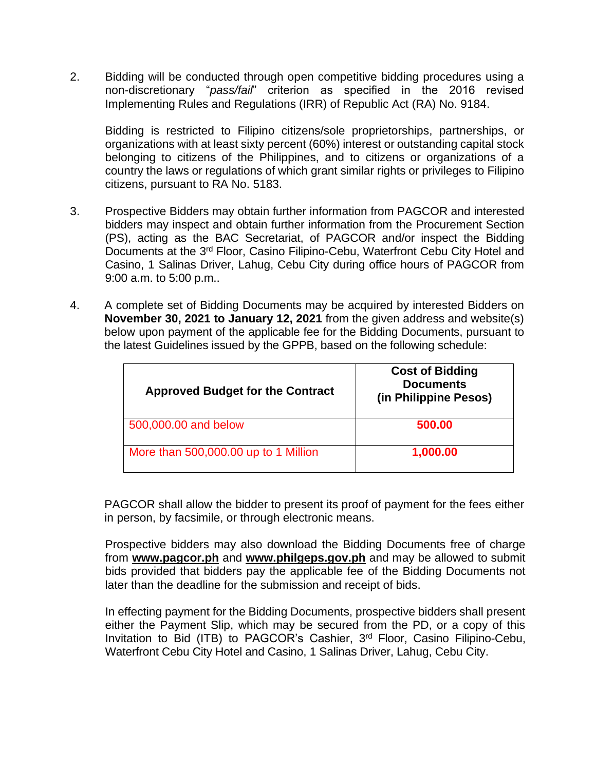2. Bidding will be conducted through open competitive bidding procedures using a non-discretionary "*pass/fail*" criterion as specified in the 2016 revised Implementing Rules and Regulations (IRR) of Republic Act (RA) No. 9184.

   Bidding is restricted to Filipino citizens/sole proprietorships, partnerships, or organizations with at least sixty percent (60%) interest or outstanding capital stock belonging to citizens of the Philippines, and to citizens or organizations of a country the laws or regulations of which grant similar rights or privileges to Filipino citizens, pursuant to RA No. 5183.

3. Prospective Bidders may obtain further information from PAGCOR and interested bidders may inspect and obtain further information from the Procurement Section (PS), acting as the BAC Secretariat, of PAGCOR and/or inspect the Bidding Documents at the 3rd Floor, Casino Filipino-Cebu, Waterfront Cebu City Hotel and Casino, 1 Salinas Driver, Lahug, Cebu City during office hours of PAGCOR from 9:00 a.m. to 5:00 p.m..

4. A complete set of Bidding Documents may be acquired by interested Bidders on **November 30, 2021 to January 12, 2021** from the given address and website(s) below upon payment of the applicable fee for the Bidding Documents, pursuant to the latest Guidelines issued by the GPPB, based on the following schedule:

| Approved Budget for the Contract | Cost of Bidding Documents (in Philippine Pesos) |
|---|---|
| 500,000.00 and below | **500.00** |
| More than 500,000.00 up to 1 Million | **1,000.00** |

   PAGCOR shall allow the bidder to present its proof of payment for the fees either in person, by facsimile, or through electronic means.

   Prospective bidders may also download the Bidding Documents free of charge from **www.pagcor.ph** and **www.philgeps.gov.ph** and may be allowed to submit bids provided that bidders pay the applicable fee of the Bidding Documents not later than the deadline for the submission and receipt of bids.

   In effecting payment for the Bidding Documents, prospective bidders shall present either the Payment Slip, which may be secured from the PD, or a copy of this Invitation to Bid (ITB) to PAGCOR's Cashier, 3rd Floor, Casino Filipino-Cebu, Waterfront Cebu City Hotel and Casino, 1 Salinas Driver, Lahug, Cebu City.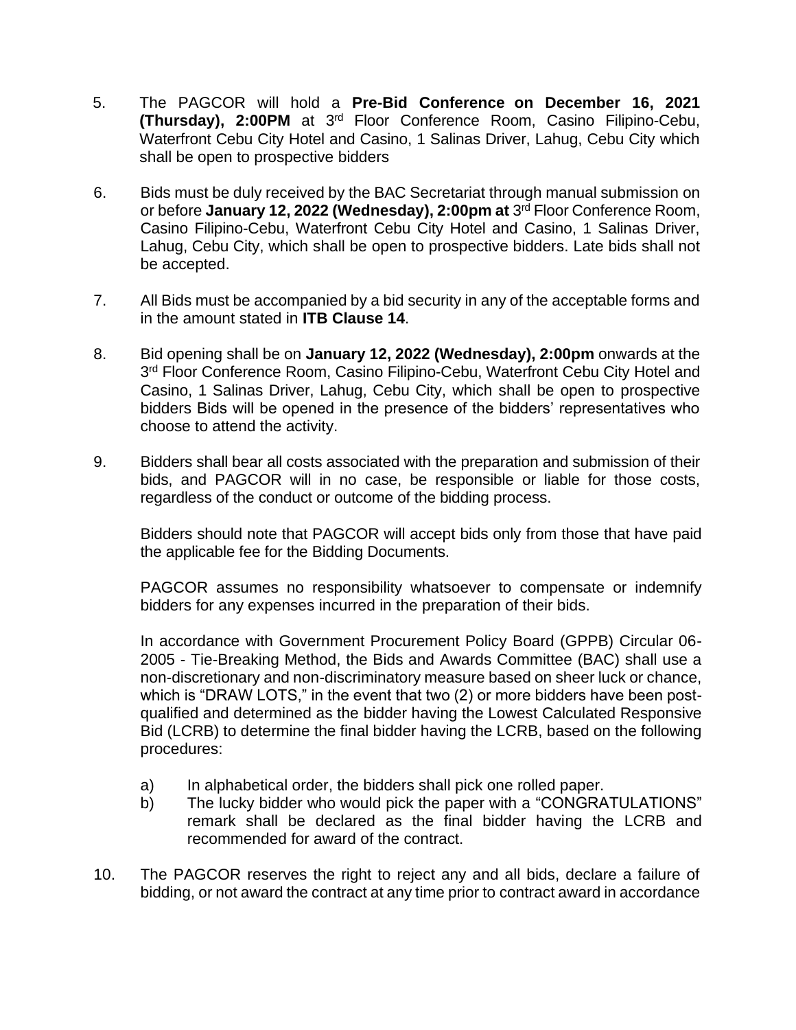5. The PAGCOR will hold a **Pre-Bid Conference on December 16, 2021 (Thursday), 2:00PM** at 3rd Floor Conference Room, Casino Filipino-Cebu, Waterfront Cebu City Hotel and Casino, 1 Salinas Driver, Lahug, Cebu City which shall be open to prospective bidders

6. Bids must be duly received by the BAC Secretariat through manual submission on or before **January 12, 2022 (Wednesday), 2:00pm at** 3rd Floor Conference Room, Casino Filipino-Cebu, Waterfront Cebu City Hotel and Casino, 1 Salinas Driver, Lahug, Cebu City, which shall be open to prospective bidders. Late bids shall not be accepted.

7. All Bids must be accompanied by a bid security in any of the acceptable forms and in the amount stated in **ITB Clause 14**.

8. Bid opening shall be on **January 12, 2022 (Wednesday), 2:00pm** onwards at the 3rd Floor Conference Room, Casino Filipino-Cebu, Waterfront Cebu City Hotel and Casino, 1 Salinas Driver, Lahug, Cebu City, which shall be open to prospective bidders Bids will be opened in the presence of the bidders' representatives who choose to attend the activity.

9. Bidders shall bear all costs associated with the preparation and submission of their bids, and PAGCOR will in no case, be responsible or liable for those costs, regardless of the conduct or outcome of the bidding process.

   Bidders should note that PAGCOR will accept bids only from those that have paid the applicable fee for the Bidding Documents.

   PAGCOR assumes no responsibility whatsoever to compensate or indemnify bidders for any expenses incurred in the preparation of their bids.

   In accordance with Government Procurement Policy Board (GPPB) Circular 06-2005 - Tie-Breaking Method, the Bids and Awards Committee (BAC) shall use a non-discretionary and non-discriminatory measure based on sheer luck or chance, which is "DRAW LOTS," in the event that two (2) or more bidders have been post-qualified and determined as the bidder having the Lowest Calculated Responsive Bid (LCRB) to determine the final bidder having the LCRB, based on the following procedures:

   a) In alphabetical order, the bidders shall pick one rolled paper.
   b) The lucky bidder who would pick the paper with a "CONGRATULATIONS" remark shall be declared as the final bidder having the LCRB and recommended for award of the contract.

10. The PAGCOR reserves the right to reject any and all bids, declare a failure of bidding, or not award the contract at any time prior to contract award in accordance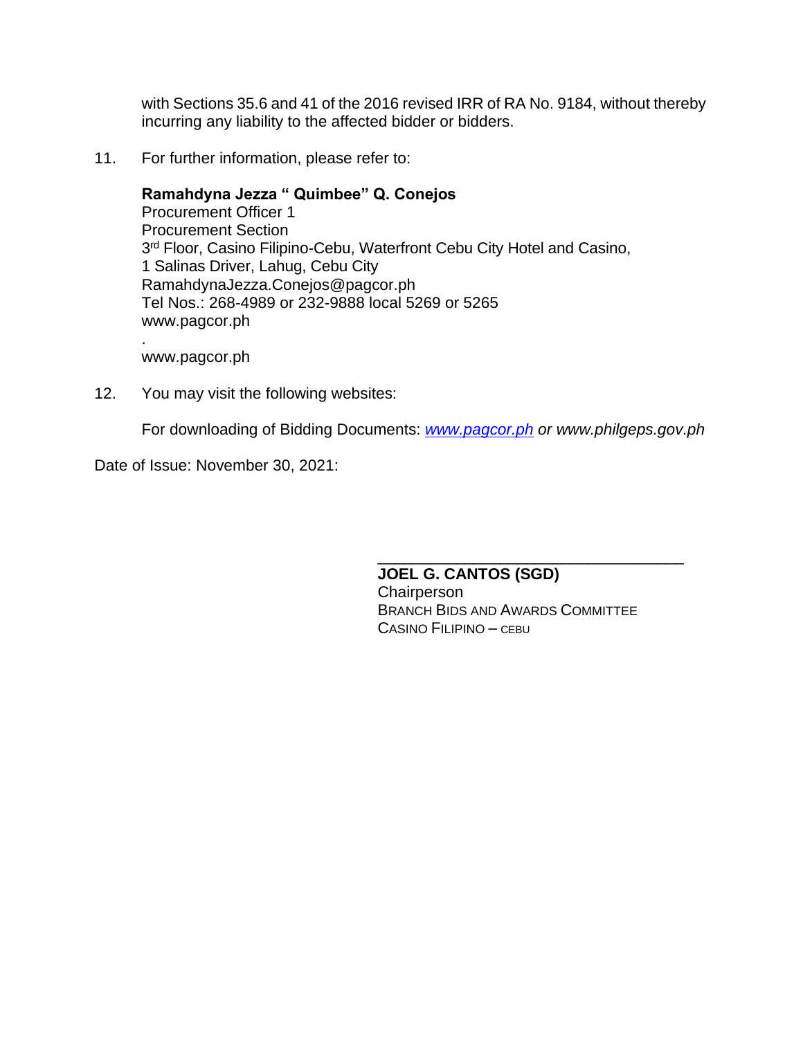with Sections 35.6 and 41 of the 2016 revised IRR of RA No. 9184, without thereby incurring any liability to the affected bidder or bidders.

11. For further information, please refer to:

    **Ramahdyna Jezza " Quimbee" Q. Conejos**
    Procurement Officer 1
    Procurement Section
    3rd Floor, Casino Filipino-Cebu, Waterfront Cebu City Hotel and Casino,
    1 Salinas Driver, Lahug, Cebu City
    RamahdynaJezza.Conejos@pagcor.ph
    Tel Nos.: 268-4989 or 232-9888 local 5269 or 5265
    www.pagcor.ph
    .
    www.pagcor.ph

12. You may visit the following websites:

    For downloading of Bidding Documents: *www.pagcor.ph or www.philgeps.gov.ph*

Date of Issue: November 30, 2021:

\_\_\_\_\_\_\_\_\_\_\_\_\_\_\_\_\_\_\_\_\_\_\_\_\_\_\_\_\_\_\_\_\_\_\_\_
**JOEL G. CANTOS (SGD)**
Chairperson
BRANCH BIDS AND AWARDS COMMITTEE
CASINO FILIPINO – CEBU